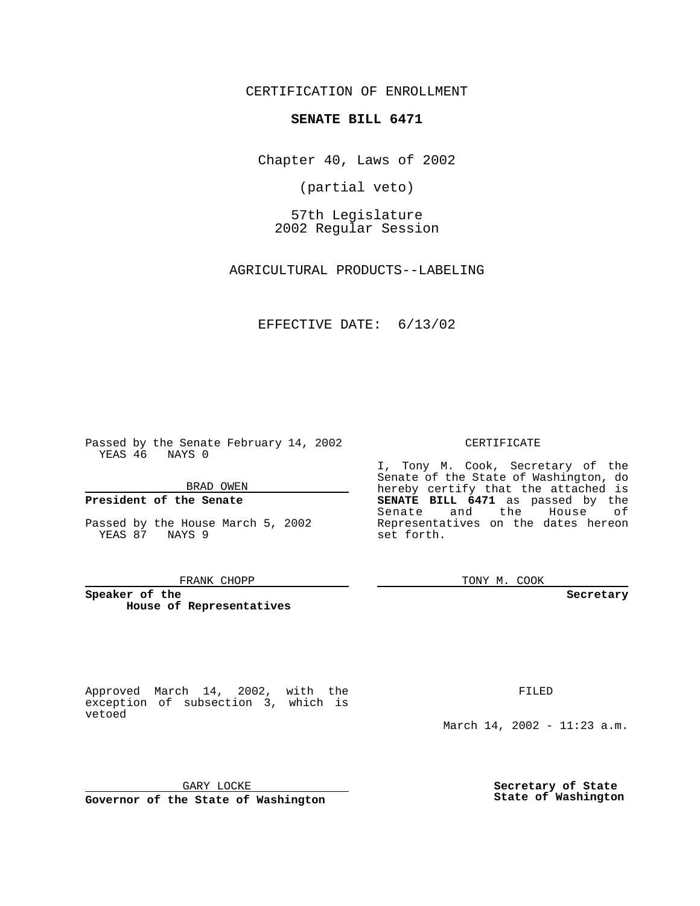CERTIFICATION OF ENROLLMENT

**SENATE BILL 6471**

Chapter 40, Laws of 2002

(partial veto)

57th Legislature
2002 Regular Session

AGRICULTURAL PRODUCTS--LABELING

EFFECTIVE DATE: 6/13/02

Passed by the Senate February 14, 2002
YEAS 46 NAYS 0

BRAD OWEN

**President of the Senate**

Passed by the House March 5, 2002
YEAS 87 NAYS 9

FRANK CHOPP

**Speaker of the House of Representatives**

CERTIFICATE

I, Tony M. Cook, Secretary of the Senate of the State of Washington, do hereby certify that the attached is **SENATE BILL 6471** as passed by the Senate and the House of Representatives on the dates hereon set forth.

TONY M. COOK

**Secretary**

Approved March 14, 2002, with the exception of subsection 3, which is vetoed

GARY LOCKE

**Governor of the State of Washington**

FILED

March 14, 2002 - 11:23 a.m.

**Secretary of State**
**State of Washington**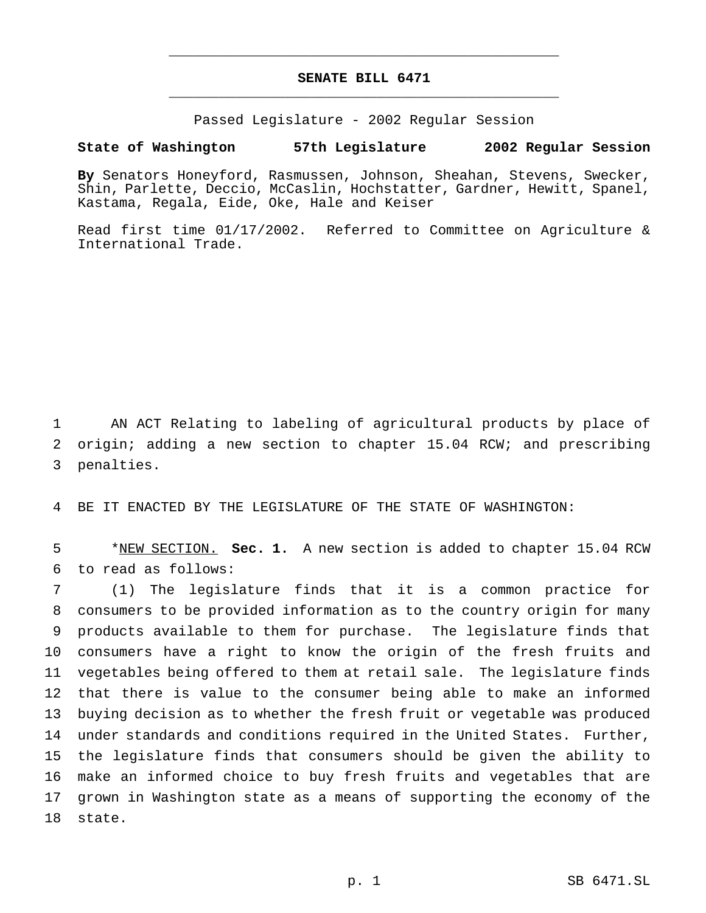# SENATE BILL 6471

Passed Legislature - 2002 Regular Session

**State of Washington 57th Legislature 2002 Regular Session**

**By** Senators Honeyford, Rasmussen, Johnson, Sheahan, Stevens, Swecker, Shin, Parlette, Deccio, McCaslin, Hochstatter, Gardner, Hewitt, Spanel, Kastama, Regala, Eide, Oke, Hale and Keiser

Read first time 01/17/2002. Referred to Committee on Agriculture & International Trade.

AN ACT Relating to labeling of agricultural products by place of origin; adding a new section to chapter 15.04 RCW; and prescribing penalties.

BE IT ENACTED BY THE LEGISLATURE OF THE STATE OF WASHINGTON:

*NEW SECTION. **Sec. 1.** A new section is added to chapter 15.04 RCW to read as follows:

(1) The legislature finds that it is a common practice for consumers to be provided information as to the country origin for many products available to them for purchase. The legislature finds that consumers have a right to know the origin of the fresh fruits and vegetables being offered to them at retail sale. The legislature finds that there is value to the consumer being able to make an informed buying decision as to whether the fresh fruit or vegetable was produced under standards and conditions required in the United States. Further, the legislature finds that consumers should be given the ability to make an informed choice to buy fresh fruits and vegetables that are grown in Washington state as a means of supporting the economy of the state.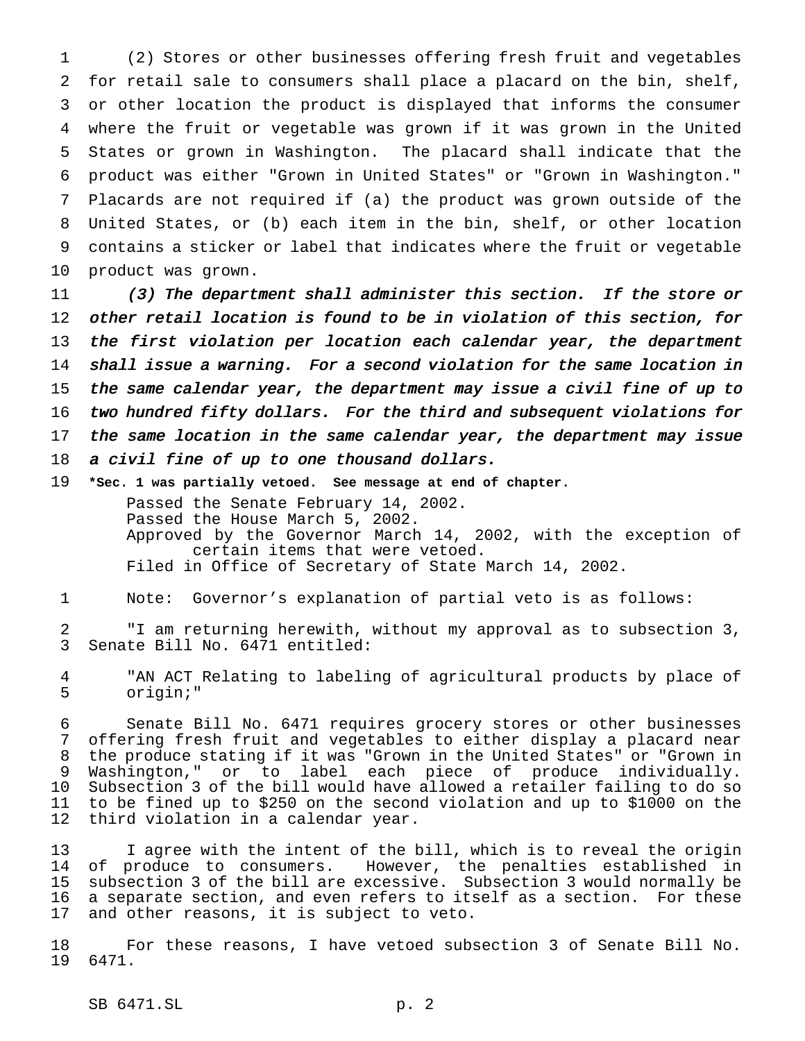(2) Stores or other businesses offering fresh fruit and vegetables for retail sale to consumers shall place a placard on the bin, shelf, or other location the product is displayed that informs the consumer where the fruit or vegetable was grown if it was grown in the United States or grown in Washington. The placard shall indicate that the product was either "Grown in United States" or "Grown in Washington." Placards are not required if (a) the product was grown outside of the United States, or (b) each item in the bin, shelf, or other location contains a sticker or label that indicates where the fruit or vegetable product was grown.

*(3) The department shall administer this section. If the store or other retail location is found to be in violation of this section, for the first violation per location each calendar year, the department shall issue a warning. For a second violation for the same location in the same calendar year, the department may issue a civil fine of up to two hundred fifty dollars. For the third and subsequent violations for the same location in the same calendar year, the department may issue a civil fine of up to one thousand dollars.*

**\*Sec. 1 was partially vetoed. See message at end of chapter.**

Passed the Senate February 14, 2002.
Passed the House March 5, 2002.
Approved by the Governor March 14, 2002, with the exception of certain items that were vetoed.
Filed in Office of Secretary of State March 14, 2002.

Note: Governor's explanation of partial veto is as follows:

"I am returning herewith, without my approval as to subsection 3, Senate Bill No. 6471 entitled:

"AN ACT Relating to labeling of agricultural products by place of origin;"

Senate Bill No. 6471 requires grocery stores or other businesses offering fresh fruit and vegetables to either display a placard near the produce stating if it was "Grown in the United States" or "Grown in Washington," or to label each piece of produce individually. Subsection 3 of the bill would have allowed a retailer failing to do so to be fined up to $250 on the second violation and up to $1000 on the third violation in a calendar year.

I agree with the intent of the bill, which is to reveal the origin of produce to consumers. However, the penalties established in subsection 3 of the bill are excessive. Subsection 3 would normally be a separate section, and even refers to itself as a section. For these and other reasons, it is subject to veto.

For these reasons, I have vetoed subsection 3 of Senate Bill No. 6471.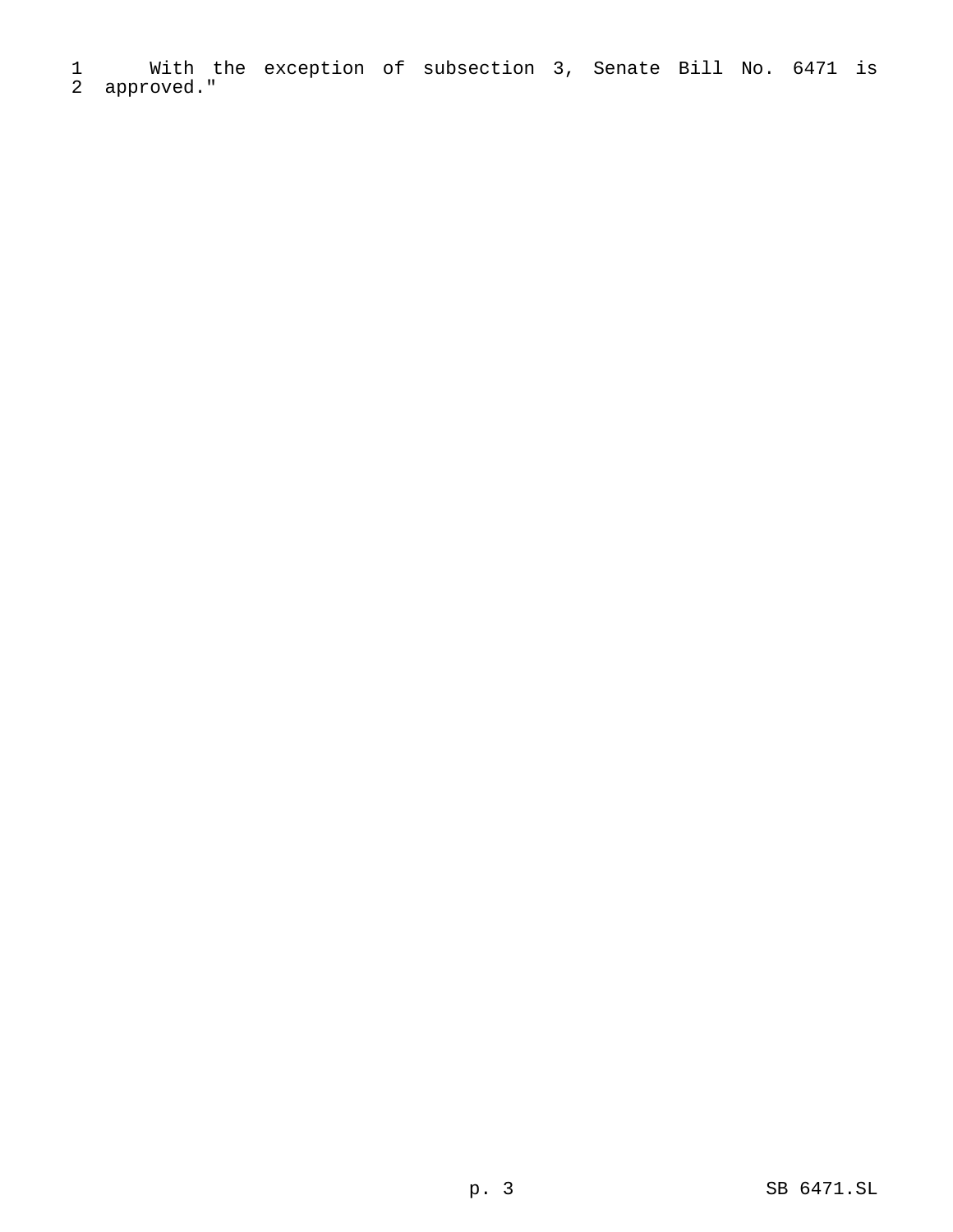With the exception of subsection 3, Senate Bill No. 6471 is approved."